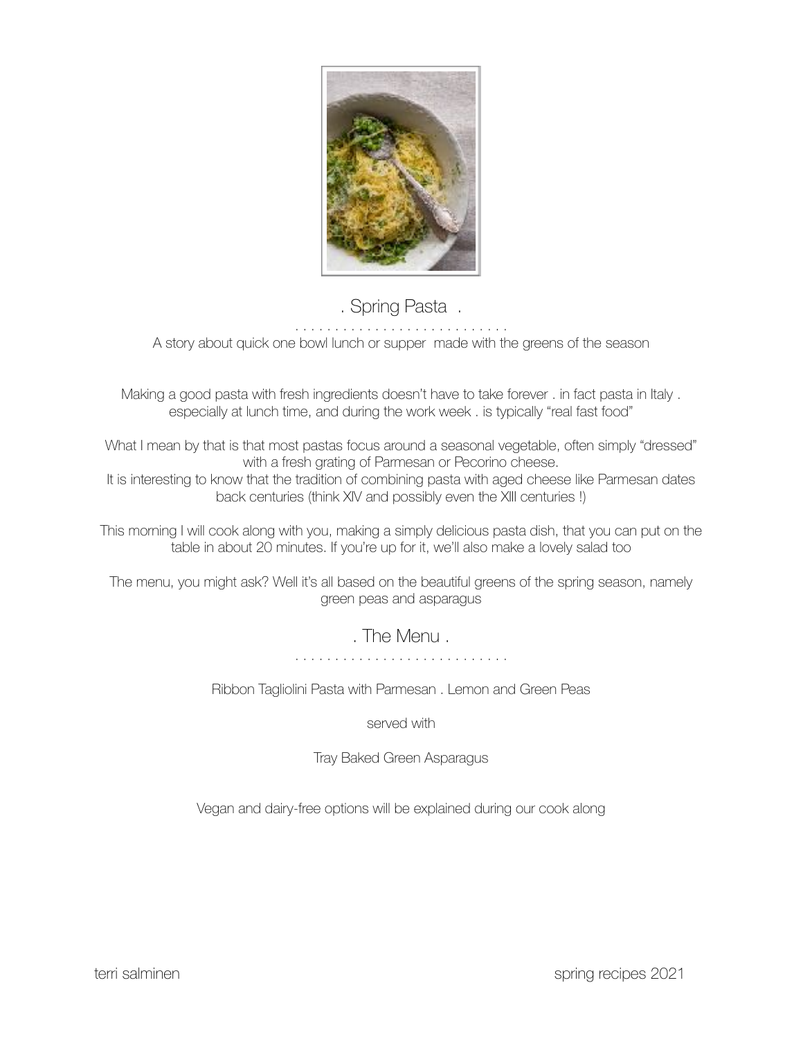# . Spring Pasta .

. . . . . . . . . . . . . . . . . . . . . . . . . . . .

A story about quick one bowl lunch or supper made with the greens of the season

Making a good pasta with fresh ingredients doesn't have to take forever . in fact pasta in Italy . especially at lunch time, and during the work week . is typically "real fast food"

What I mean by that is that most pastas focus around a seasonal vegetable, often simply "dressed" with a fresh grating of Parmesan or Pecorino cheese.
It is interesting to know that the tradition of combining pasta with aged cheese like Parmesan dates back centuries (think XIV and possibly even the XIII centuries !)

This morning I will cook along with you, making a simply delicious pasta dish, that you can put on the table in about 20 minutes. If you're up for it, we'll also make a lovely salad too

The menu, you might ask? Well it's all based on the beautiful greens of the spring season, namely green peas and asparagus

## . The Menu .

. . . . . . . . . . . . . . . . . . . . . . . . . . . .

Ribbon Tagliolini Pasta with Parmesan . Lemon and Green Peas

served with

Tray Baked Green Asparagus

Vegan and dairy-free options will be explained during our cook along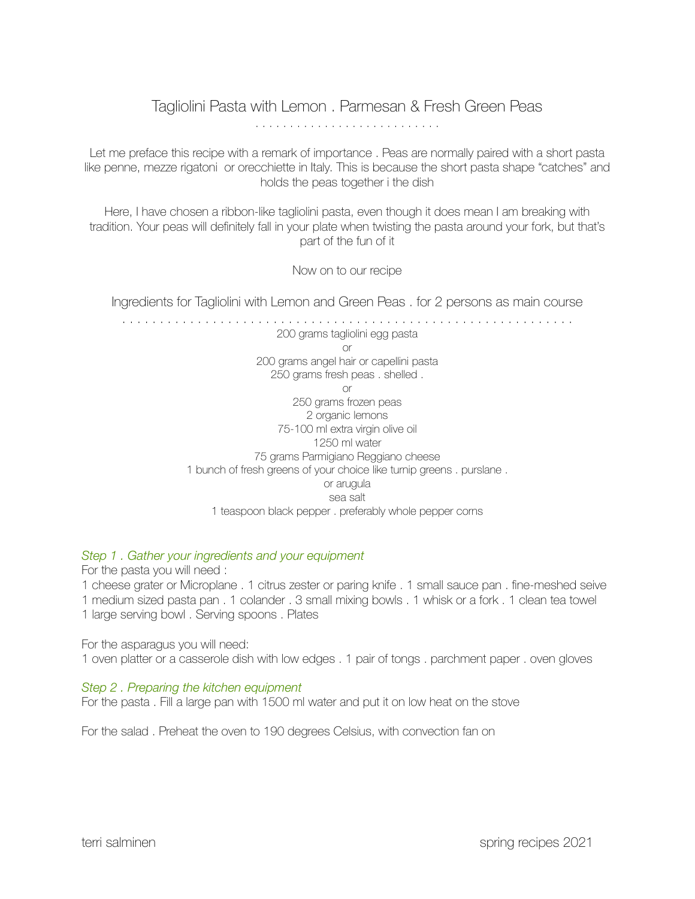# Tagliolini Pasta with Lemon . Parmesan & Fresh Green Peas

. . . . . . . . . . . . . . . . . . . . . . . . . . .

Let me preface this recipe with a remark of importance . Peas are normally paired with a short pasta like penne, mezze rigatoni or orecchiette in Italy. This is because the short pasta shape "catches" and holds the peas together i the dish

Here, I have chosen a ribbon-like tagliolini pasta, even though it does mean I am breaking with tradition. Your peas will definitely fall in your plate when twisting the pasta around your fork, but that's part of the fun of it

Now on to our recipe

## Ingredients for Tagliolini with Lemon and Green Peas . for 2 persons as main course

. . . . . . . . . . . . . . . . . . . . . . . . . . . . . . . . . . . . . . . . . . . . . . . . . . . . . . . . . . . .

200 grams tagliolini egg pasta
or
200 grams angel hair or capellini pasta
250 grams fresh peas . shelled .
or
250 grams frozen peas
2 organic lemons
75-100 ml extra virgin olive oil
1250 ml water
75 grams Parmigiano Reggiano cheese
1 bunch of fresh greens of your choice like turnip greens . purslane .
or arugula
sea salt
1 teaspoon black pepper . preferably whole pepper corns

*Step 1 . Gather your ingredients and your equipment*

For the pasta you will need :
1 cheese grater or Microplane . 1 citrus zester or paring knife . 1 small sauce pan . fine-meshed seive
1 medium sized pasta pan . 1 colander . 3 small mixing bowls . 1 whisk or a fork . 1 clean tea towel
1 large serving bowl . Serving spoons . Plates

For the asparagus you will need:
1 oven platter or a casserole dish with low edges . 1 pair of tongs . parchment paper . oven gloves

*Step 2 . Preparing the kitchen equipment*

For the pasta . Fill a large pan with 1500 ml water and put it on low heat on the stove

For the salad . Preheat the oven to 190 degrees Celsius, with convection fan on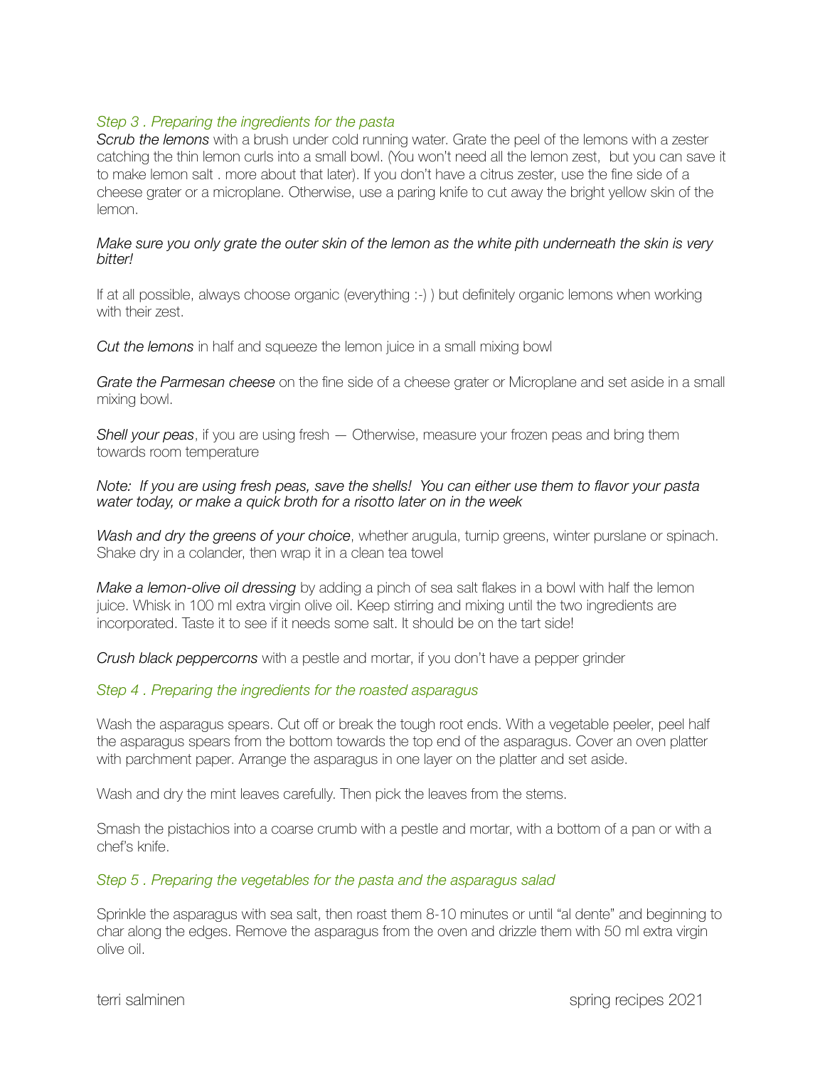### *Step 3 . Preparing the ingredients for the pasta*

*Scrub the lemons* with a brush under cold running water. Grate the peel of the lemons with a zester catching the thin lemon curls into a small bowl. (You won't need all the lemon zest, but you can save it to make lemon salt . more about that later). If you don't have a citrus zester, use the fine side of a cheese grater or a microplane. Otherwise, use a paring knife to cut away the bright yellow skin of the lemon.

*Make sure you only grate the outer skin of the lemon as the white pith underneath the skin is very bitter!*

If at all possible, always choose organic (everything :-) ) but definitely organic lemons when working with their zest.

*Cut the lemons* in half and squeeze the lemon juice in a small mixing bowl

*Grate the Parmesan cheese* on the fine side of a cheese grater or Microplane and set aside in a small mixing bowl.

*Shell your peas*, if you are using fresh — Otherwise, measure your frozen peas and bring them towards room temperature

*Note: If you are using fresh peas, save the shells! You can either use them to flavor your pasta water today, or make a quick broth for a risotto later on in the week*

*Wash and dry the greens of your choice*, whether arugula, turnip greens, winter purslane or spinach. Shake dry in a colander, then wrap it in a clean tea towel

*Make a lemon-olive oil dressing* by adding a pinch of sea salt flakes in a bowl with half the lemon juice. Whisk in 100 ml extra virgin olive oil. Keep stirring and mixing until the two ingredients are incorporated. Taste it to see if it needs some salt. It should be on the tart side!

*Crush black peppercorns* with a pestle and mortar, if you don't have a pepper grinder

### *Step 4 . Preparing the ingredients for the roasted asparagus*

Wash the asparagus spears. Cut off or break the tough root ends. With a vegetable peeler, peel half the asparagus spears from the bottom towards the top end of the asparagus. Cover an oven platter with parchment paper. Arrange the asparagus in one layer on the platter and set aside.

Wash and dry the mint leaves carefully. Then pick the leaves from the stems.

Smash the pistachios into a coarse crumb with a pestle and mortar, with a bottom of a pan or with a chef's knife.

### *Step 5 . Preparing the vegetables for the pasta and the asparagus salad*

Sprinkle the asparagus with sea salt, then roast them 8-10 minutes or until "al dente" and beginning to char along the edges. Remove the asparagus from the oven and drizzle them with 50 ml extra virgin olive oil.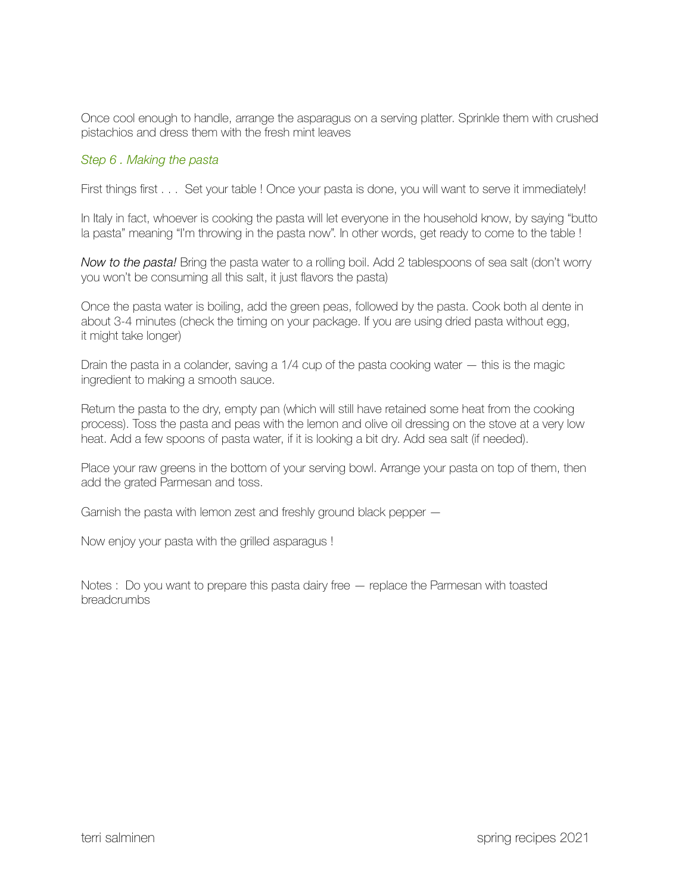Once cool enough to handle, arrange the asparagus on a serving platter. Sprinkle them with crushed pistachios and dress them with the fresh mint leaves

### *Step 6 . Making the pasta*

First things first . . . Set your table ! Once your pasta is done, you will want to serve it immediately!

In Italy in fact, whoever is cooking the pasta will let everyone in the household know, by saying "butto la pasta" meaning "I'm throwing in the pasta now". In other words, get ready to come to the table !

*Now to the pasta!* Bring the pasta water to a rolling boil. Add 2 tablespoons of sea salt (don't worry you won't be consuming all this salt, it just flavors the pasta)

Once the pasta water is boiling, add the green peas, followed by the pasta. Cook both al dente in about 3-4 minutes (check the timing on your package. If you are using dried pasta without egg, it might take longer)

Drain the pasta in a colander, saving a 1/4 cup of the pasta cooking water — this is the magic ingredient to making a smooth sauce.

Return the pasta to the dry, empty pan (which will still have retained some heat from the cooking process). Toss the pasta and peas with the lemon and olive oil dressing on the stove at a very low heat. Add a few spoons of pasta water, if it is looking a bit dry. Add sea salt (if needed).

Place your raw greens in the bottom of your serving bowl. Arrange your pasta on top of them, then add the grated Parmesan and toss.

Garnish the pasta with lemon zest and freshly ground black pepper —

Now enjoy your pasta with the grilled asparagus !

Notes : Do you want to prepare this pasta dairy free — replace the Parmesan with toasted breadcrumbs